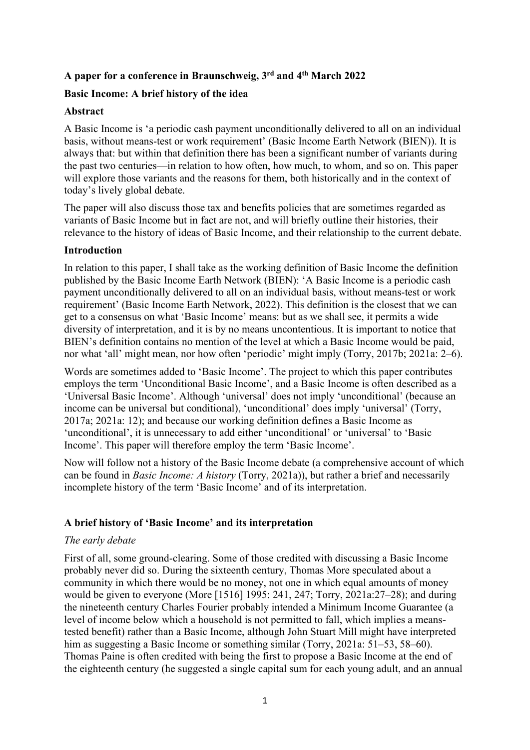**A paper for a conference in Braunschweig, 3rd and 4th March 2022**

**Basic Income: A brief history of the idea**

**Abstract**

A Basic Income is 'a periodic cash payment unconditionally delivered to all on an individual basis, without means-test or work requirement' (Basic Income Earth Network (BIEN)). It is always that: but within that definition there has been a significant number of variants during the past two centuries—in relation to how often, how much, to whom, and so on. This paper will explore those variants and the reasons for them, both historically and in the context of today's lively global debate.

The paper will also discuss those tax and benefits policies that are sometimes regarded as variants of Basic Income but in fact are not, and will briefly outline their histories, their relevance to the history of ideas of Basic Income, and their relationship to the current debate.

**Introduction**

In relation to this paper, I shall take as the working definition of Basic Income the definition published by the Basic Income Earth Network (BIEN): 'A Basic Income is a periodic cash payment unconditionally delivered to all on an individual basis, without means-test or work requirement' (Basic Income Earth Network, 2022). This definition is the closest that we can get to a consensus on what 'Basic Income' means: but as we shall see, it permits a wide diversity of interpretation, and it is by no means uncontentious. It is important to notice that BIEN's definition contains no mention of the level at which a Basic Income would be paid, nor what 'all' might mean, nor how often 'periodic' might imply (Torry, 2017b; 2021a: 2–6).

Words are sometimes added to 'Basic Income'. The project to which this paper contributes employs the term 'Unconditional Basic Income', and a Basic Income is often described as a 'Universal Basic Income'. Although 'universal' does not imply 'unconditional' (because an income can be universal but conditional), 'unconditional' does imply 'universal' (Torry, 2017a; 2021a: 12); and because our working definition defines a Basic Income as 'unconditional', it is unnecessary to add either 'unconditional' or 'universal' to 'Basic Income'. This paper will therefore employ the term 'Basic Income'.

Now will follow not a history of the Basic Income debate (a comprehensive account of which can be found in *Basic Income: A history* (Torry, 2021a)), but rather a brief and necessarily incomplete history of the term 'Basic Income' and of its interpretation.

**A brief history of 'Basic Income' and its interpretation**

*The early debate*

First of all, some ground-clearing. Some of those credited with discussing a Basic Income probably never did so. During the sixteenth century, Thomas More speculated about a community in which there would be no money, not one in which equal amounts of money would be given to everyone (More [1516] 1995: 241, 247; Torry, 2021a:27–28); and during the nineteenth century Charles Fourier probably intended a Minimum Income Guarantee (a level of income below which a household is not permitted to fall, which implies a means-tested benefit) rather than a Basic Income, although John Stuart Mill might have interpreted him as suggesting a Basic Income or something similar (Torry, 2021a: 51–53, 58–60). Thomas Paine is often credited with being the first to propose a Basic Income at the end of the eighteenth century (he suggested a single capital sum for each young adult, and an annual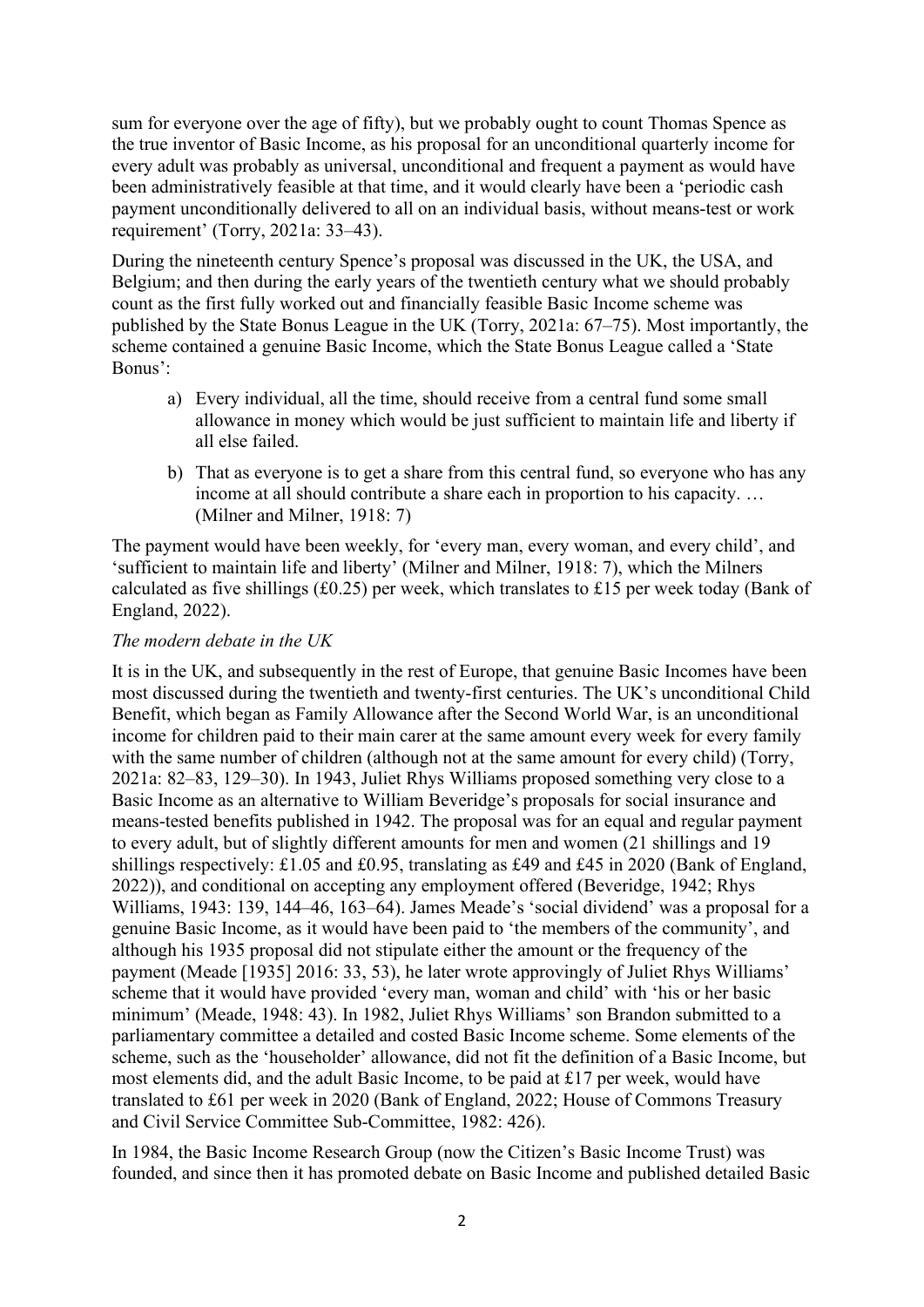sum for everyone over the age of fifty), but we probably ought to count Thomas Spence as the true inventor of Basic Income, as his proposal for an unconditional quarterly income for every adult was probably as universal, unconditional and frequent a payment as would have been administratively feasible at that time, and it would clearly have been a 'periodic cash payment unconditionally delivered to all on an individual basis, without means-test or work requirement' (Torry, 2021a: 33–43).

During the nineteenth century Spence's proposal was discussed in the UK, the USA, and Belgium; and then during the early years of the twentieth century what we should probably count as the first fully worked out and financially feasible Basic Income scheme was published by the State Bonus League in the UK (Torry, 2021a: 67–75). Most importantly, the scheme contained a genuine Basic Income, which the State Bonus League called a 'State Bonus':

> a) Every individual, all the time, should receive from a central fund some small allowance in money which would be just sufficient to maintain life and liberty if all else failed.
>
> b) That as everyone is to get a share from this central fund, so everyone who has any income at all should contribute a share each in proportion to his capacity. … (Milner and Milner, 1918: 7)

The payment would have been weekly, for 'every man, every woman, and every child', and 'sufficient to maintain life and liberty' (Milner and Milner, 1918: 7), which the Milners calculated as five shillings (£0.25) per week, which translates to £15 per week today (Bank of England, 2022).

*The modern debate in the UK*

It is in the UK, and subsequently in the rest of Europe, that genuine Basic Incomes have been most discussed during the twentieth and twenty-first centuries. The UK's unconditional Child Benefit, which began as Family Allowance after the Second World War, is an unconditional income for children paid to their main carer at the same amount every week for every family with the same number of children (although not at the same amount for every child) (Torry, 2021a: 82–83, 129–30). In 1943, Juliet Rhys Williams proposed something very close to a Basic Income as an alternative to William Beveridge's proposals for social insurance and means-tested benefits published in 1942. The proposal was for an equal and regular payment to every adult, but of slightly different amounts for men and women (21 shillings and 19 shillings respectively: £1.05 and £0.95, translating as £49 and £45 in 2020 (Bank of England, 2022)), and conditional on accepting any employment offered (Beveridge, 1942; Rhys Williams, 1943: 139, 144–46, 163–64). James Meade's 'social dividend' was a proposal for a genuine Basic Income, as it would have been paid to 'the members of the community', and although his 1935 proposal did not stipulate either the amount or the frequency of the payment (Meade [1935] 2016: 33, 53), he later wrote approvingly of Juliet Rhys Williams' scheme that it would have provided 'every man, woman and child' with 'his or her basic minimum' (Meade, 1948: 43). In 1982, Juliet Rhys Williams' son Brandon submitted to a parliamentary committee a detailed and costed Basic Income scheme. Some elements of the scheme, such as the 'householder' allowance, did not fit the definition of a Basic Income, but most elements did, and the adult Basic Income, to be paid at £17 per week, would have translated to £61 per week in 2020 (Bank of England, 2022; House of Commons Treasury and Civil Service Committee Sub-Committee, 1982: 426).

In 1984, the Basic Income Research Group (now the Citizen's Basic Income Trust) was founded, and since then it has promoted debate on Basic Income and published detailed Basic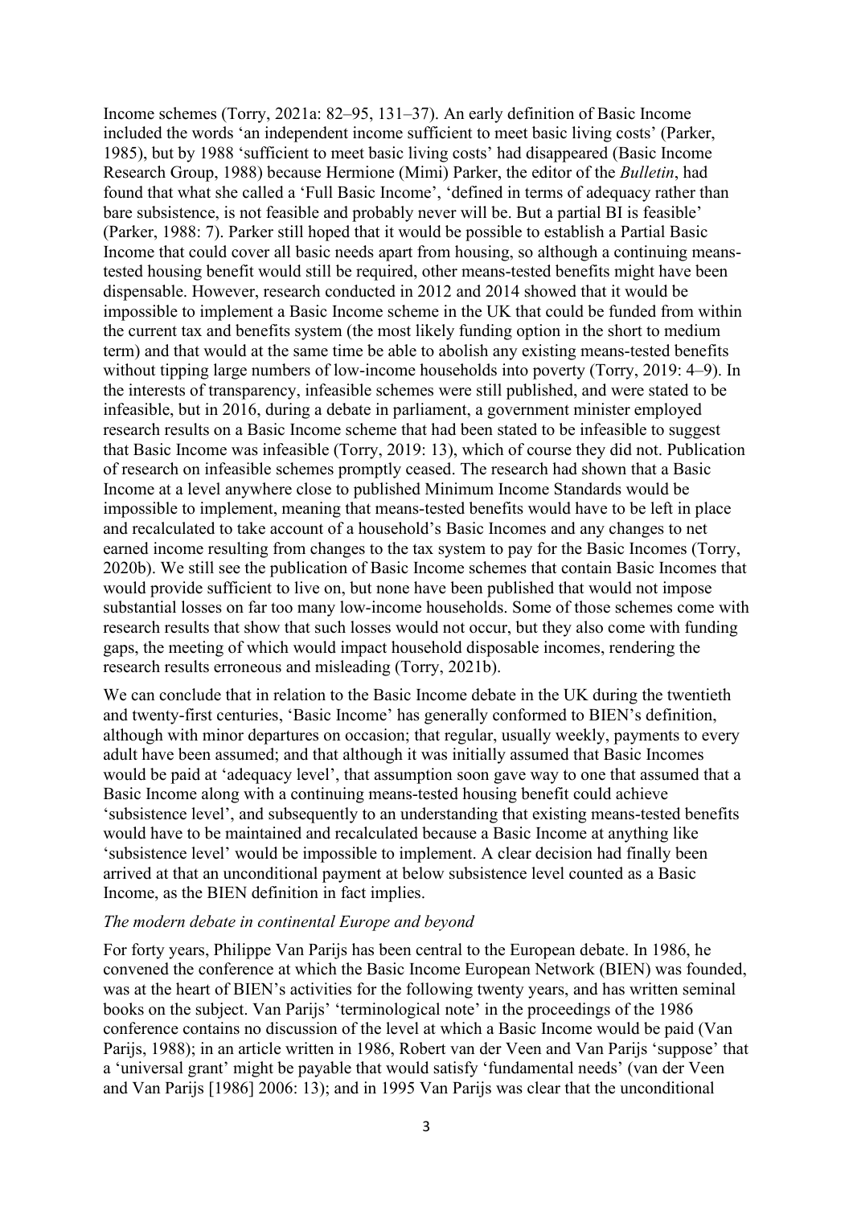Income schemes (Torry, 2021a: 82–95, 131–37). An early definition of Basic Income included the words 'an independent income sufficient to meet basic living costs' (Parker, 1985), but by 1988 'sufficient to meet basic living costs' had disappeared (Basic Income Research Group, 1988) because Hermione (Mimi) Parker, the editor of the *Bulletin*, had found that what she called a 'Full Basic Income', 'defined in terms of adequacy rather than bare subsistence, is not feasible and probably never will be. But a partial BI is feasible' (Parker, 1988: 7). Parker still hoped that it would be possible to establish a Partial Basic Income that could cover all basic needs apart from housing, so although a continuing means-tested housing benefit would still be required, other means-tested benefits might have been dispensable. However, research conducted in 2012 and 2014 showed that it would be impossible to implement a Basic Income scheme in the UK that could be funded from within the current tax and benefits system (the most likely funding option in the short to medium term) and that would at the same time be able to abolish any existing means-tested benefits without tipping large numbers of low-income households into poverty (Torry, 2019: 4–9). In the interests of transparency, infeasible schemes were still published, and were stated to be infeasible, but in 2016, during a debate in parliament, a government minister employed research results on a Basic Income scheme that had been stated to be infeasible to suggest that Basic Income was infeasible (Torry, 2019: 13), which of course they did not. Publication of research on infeasible schemes promptly ceased. The research had shown that a Basic Income at a level anywhere close to published Minimum Income Standards would be impossible to implement, meaning that means-tested benefits would have to be left in place and recalculated to take account of a household's Basic Incomes and any changes to net earned income resulting from changes to the tax system to pay for the Basic Incomes (Torry, 2020b). We still see the publication of Basic Income schemes that contain Basic Incomes that would provide sufficient to live on, but none have been published that would not impose substantial losses on far too many low-income households. Some of those schemes come with research results that show that such losses would not occur, but they also come with funding gaps, the meeting of which would impact household disposable incomes, rendering the research results erroneous and misleading (Torry, 2021b).

We can conclude that in relation to the Basic Income debate in the UK during the twentieth and twenty-first centuries, 'Basic Income' has generally conformed to BIEN's definition, although with minor departures on occasion; that regular, usually weekly, payments to every adult have been assumed; and that although it was initially assumed that Basic Incomes would be paid at 'adequacy level', that assumption soon gave way to one that assumed that a Basic Income along with a continuing means-tested housing benefit could achieve 'subsistence level', and subsequently to an understanding that existing means-tested benefits would have to be maintained and recalculated because a Basic Income at anything like 'subsistence level' would be impossible to implement. A clear decision had finally been arrived at that an unconditional payment at below subsistence level counted as a Basic Income, as the BIEN definition in fact implies.

### *The modern debate in continental Europe and beyond*

For forty years, Philippe Van Parijs has been central to the European debate. In 1986, he convened the conference at which the Basic Income European Network (BIEN) was founded, was at the heart of BIEN's activities for the following twenty years, and has written seminal books on the subject. Van Parijs' 'terminological note' in the proceedings of the 1986 conference contains no discussion of the level at which a Basic Income would be paid (Van Parijs, 1988); in an article written in 1986, Robert van der Veen and Van Parijs 'suppose' that a 'universal grant' might be payable that would satisfy 'fundamental needs' (van der Veen and Van Parijs [1986] 2006: 13); and in 1995 Van Parijs was clear that the unconditional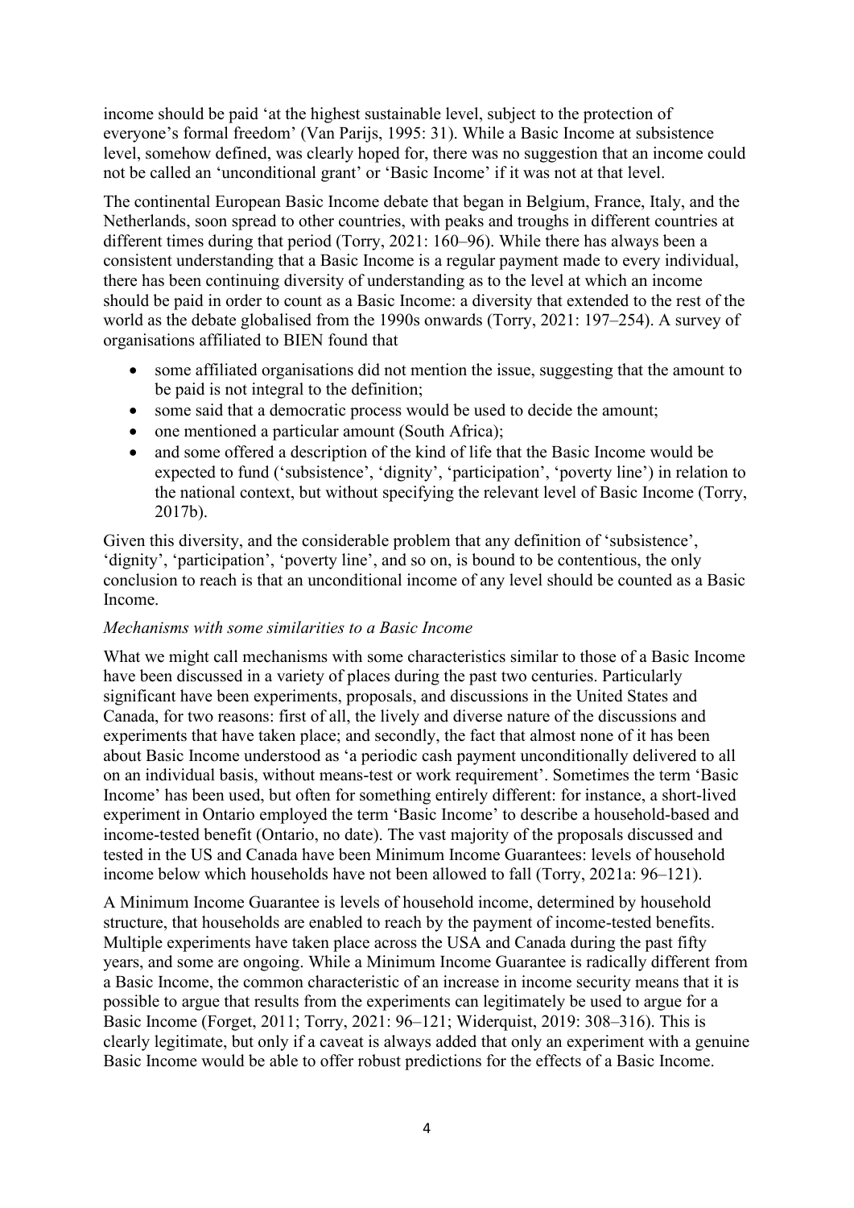income should be paid 'at the highest sustainable level, subject to the protection of everyone's formal freedom' (Van Parijs, 1995: 31). While a Basic Income at subsistence level, somehow defined, was clearly hoped for, there was no suggestion that an income could not be called an 'unconditional grant' or 'Basic Income' if it was not at that level.

The continental European Basic Income debate that began in Belgium, France, Italy, and the Netherlands, soon spread to other countries, with peaks and troughs in different countries at different times during that period (Torry, 2021: 160–96). While there has always been a consistent understanding that a Basic Income is a regular payment made to every individual, there has been continuing diversity of understanding as to the level at which an income should be paid in order to count as a Basic Income: a diversity that extended to the rest of the world as the debate globalised from the 1990s onwards (Torry, 2021: 197–254). A survey of organisations affiliated to BIEN found that

- some affiliated organisations did not mention the issue, suggesting that the amount to be paid is not integral to the definition;
- some said that a democratic process would be used to decide the amount;
- one mentioned a particular amount (South Africa);
- and some offered a description of the kind of life that the Basic Income would be expected to fund ('subsistence', 'dignity', 'participation', 'poverty line') in relation to the national context, but without specifying the relevant level of Basic Income (Torry, 2017b).

Given this diversity, and the considerable problem that any definition of 'subsistence', 'dignity', 'participation', 'poverty line', and so on, is bound to be contentious, the only conclusion to reach is that an unconditional income of any level should be counted as a Basic Income.

*Mechanisms with some similarities to a Basic Income*

What we might call mechanisms with some characteristics similar to those of a Basic Income have been discussed in a variety of places during the past two centuries. Particularly significant have been experiments, proposals, and discussions in the United States and Canada, for two reasons: first of all, the lively and diverse nature of the discussions and experiments that have taken place; and secondly, the fact that almost none of it has been about Basic Income understood as 'a periodic cash payment unconditionally delivered to all on an individual basis, without means-test or work requirement'. Sometimes the term 'Basic Income' has been used, but often for something entirely different: for instance, a short-lived experiment in Ontario employed the term 'Basic Income' to describe a household-based and income-tested benefit (Ontario, no date). The vast majority of the proposals discussed and tested in the US and Canada have been Minimum Income Guarantees: levels of household income below which households have not been allowed to fall (Torry, 2021a: 96–121).

A Minimum Income Guarantee is levels of household income, determined by household structure, that households are enabled to reach by the payment of income-tested benefits. Multiple experiments have taken place across the USA and Canada during the past fifty years, and some are ongoing. While a Minimum Income Guarantee is radically different from a Basic Income, the common characteristic of an increase in income security means that it is possible to argue that results from the experiments can legitimately be used to argue for a Basic Income (Forget, 2011; Torry, 2021: 96–121; Widerquist, 2019: 308–316). This is clearly legitimate, but only if a caveat is always added that only an experiment with a genuine Basic Income would be able to offer robust predictions for the effects of a Basic Income.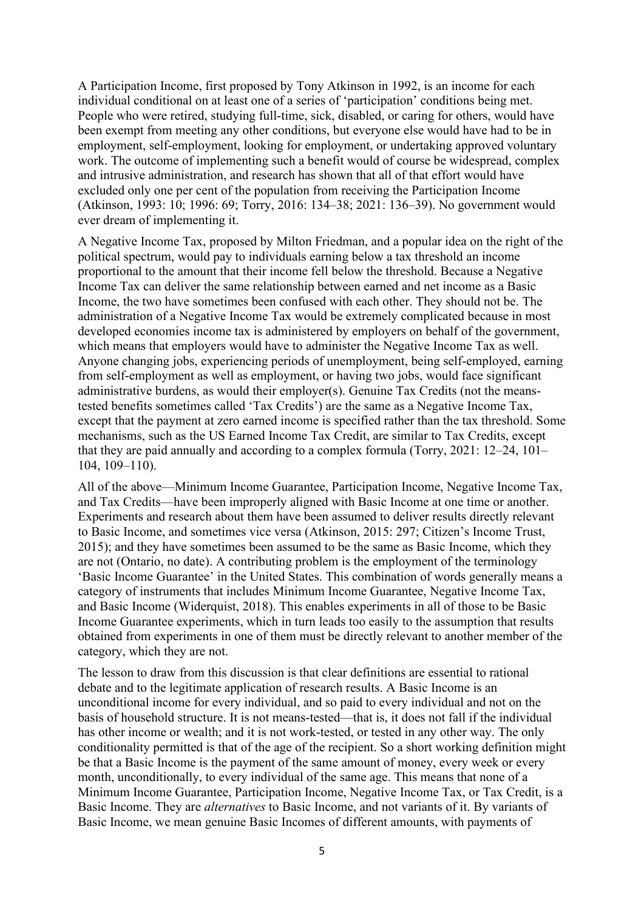A Participation Income, first proposed by Tony Atkinson in 1992, is an income for each individual conditional on at least one of a series of 'participation' conditions being met. People who were retired, studying full-time, sick, disabled, or caring for others, would have been exempt from meeting any other conditions, but everyone else would have had to be in employment, self-employment, looking for employment, or undertaking approved voluntary work. The outcome of implementing such a benefit would of course be widespread, complex and intrusive administration, and research has shown that all of that effort would have excluded only one per cent of the population from receiving the Participation Income (Atkinson, 1993: 10; 1996: 69; Torry, 2016: 134–38; 2021: 136–39). No government would ever dream of implementing it.

A Negative Income Tax, proposed by Milton Friedman, and a popular idea on the right of the political spectrum, would pay to individuals earning below a tax threshold an income proportional to the amount that their income fell below the threshold. Because a Negative Income Tax can deliver the same relationship between earned and net income as a Basic Income, the two have sometimes been confused with each other. They should not be. The administration of a Negative Income Tax would be extremely complicated because in most developed economies income tax is administered by employers on behalf of the government, which means that employers would have to administer the Negative Income Tax as well. Anyone changing jobs, experiencing periods of unemployment, being self-employed, earning from self-employment as well as employment, or having two jobs, would face significant administrative burdens, as would their employer(s). Genuine Tax Credits (not the means-tested benefits sometimes called 'Tax Credits') are the same as a Negative Income Tax, except that the payment at zero earned income is specified rather than the tax threshold. Some mechanisms, such as the US Earned Income Tax Credit, are similar to Tax Credits, except that they are paid annually and according to a complex formula (Torry, 2021: 12–24, 101–104, 109–110).

All of the above—Minimum Income Guarantee, Participation Income, Negative Income Tax, and Tax Credits—have been improperly aligned with Basic Income at one time or another. Experiments and research about them have been assumed to deliver results directly relevant to Basic Income, and sometimes vice versa (Atkinson, 2015: 297; Citizen's Income Trust, 2015); and they have sometimes been assumed to be the same as Basic Income, which they are not (Ontario, no date). A contributing problem is the employment of the terminology 'Basic Income Guarantee' in the United States. This combination of words generally means a category of instruments that includes Minimum Income Guarantee, Negative Income Tax, and Basic Income (Widerquist, 2018). This enables experiments in all of those to be Basic Income Guarantee experiments, which in turn leads too easily to the assumption that results obtained from experiments in one of them must be directly relevant to another member of the category, which they are not.

The lesson to draw from this discussion is that clear definitions are essential to rational debate and to the legitimate application of research results. A Basic Income is an unconditional income for every individual, and so paid to every individual and not on the basis of household structure. It is not means-tested—that is, it does not fall if the individual has other income or wealth; and it is not work-tested, or tested in any other way. The only conditionality permitted is that of the age of the recipient. So a short working definition might be that a Basic Income is the payment of the same amount of money, every week or every month, unconditionally, to every individual of the same age. This means that none of a Minimum Income Guarantee, Participation Income, Negative Income Tax, or Tax Credit, is a Basic Income. They are *alternatives* to Basic Income, and not variants of it. By variants of Basic Income, we mean genuine Basic Incomes of different amounts, with payments of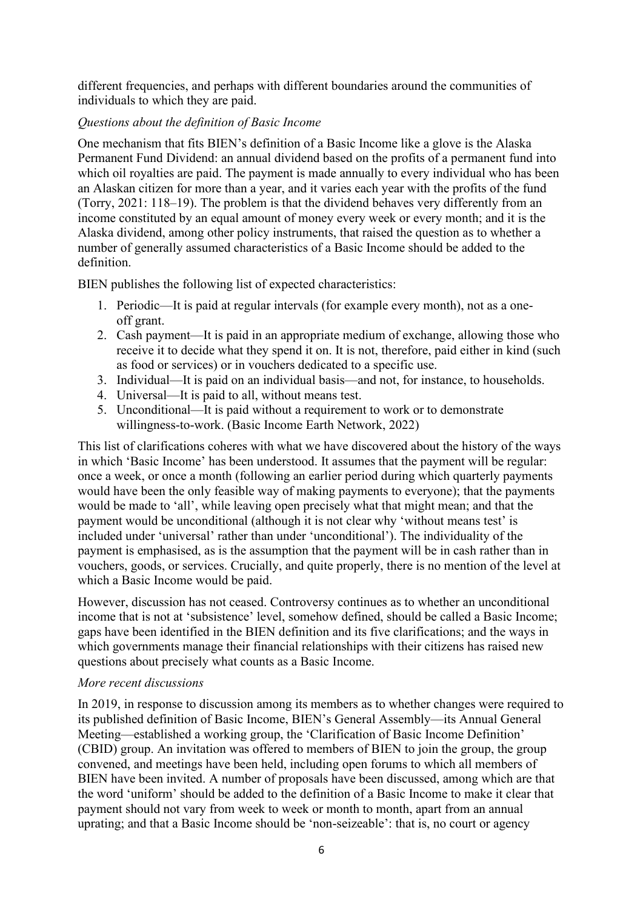different frequencies, and perhaps with different boundaries around the communities of individuals to which they are paid.

*Questions about the definition of Basic Income*

One mechanism that fits BIEN's definition of a Basic Income like a glove is the Alaska Permanent Fund Dividend: an annual dividend based on the profits of a permanent fund into which oil royalties are paid. The payment is made annually to every individual who has been an Alaskan citizen for more than a year, and it varies each year with the profits of the fund (Torry, 2021: 118–19). The problem is that the dividend behaves very differently from an income constituted by an equal amount of money every week or every month; and it is the Alaska dividend, among other policy instruments, that raised the question as to whether a number of generally assumed characteristics of a Basic Income should be added to the definition.

BIEN publishes the following list of expected characteristics:

1. Periodic—It is paid at regular intervals (for example every month), not as a one-off grant.
2. Cash payment—It is paid in an appropriate medium of exchange, allowing those who receive it to decide what they spend it on. It is not, therefore, paid either in kind (such as food or services) or in vouchers dedicated to a specific use.
3. Individual—It is paid on an individual basis—and not, for instance, to households.
4. Universal—It is paid to all, without means test.
5. Unconditional—It is paid without a requirement to work or to demonstrate willingness-to-work. (Basic Income Earth Network, 2022)

This list of clarifications coheres with what we have discovered about the history of the ways in which 'Basic Income' has been understood. It assumes that the payment will be regular: once a week, or once a month (following an earlier period during which quarterly payments would have been the only feasible way of making payments to everyone); that the payments would be made to 'all', while leaving open precisely what that might mean; and that the payment would be unconditional (although it is not clear why 'without means test' is included under 'universal' rather than under 'unconditional'). The individuality of the payment is emphasised, as is the assumption that the payment will be in cash rather than in vouchers, goods, or services. Crucially, and quite properly, there is no mention of the level at which a Basic Income would be paid.

However, discussion has not ceased. Controversy continues as to whether an unconditional income that is not at 'subsistence' level, somehow defined, should be called a Basic Income; gaps have been identified in the BIEN definition and its five clarifications; and the ways in which governments manage their financial relationships with their citizens has raised new questions about precisely what counts as a Basic Income.

*More recent discussions*

In 2019, in response to discussion among its members as to whether changes were required to its published definition of Basic Income, BIEN's General Assembly—its Annual General Meeting—established a working group, the 'Clarification of Basic Income Definition' (CBID) group. An invitation was offered to members of BIEN to join the group, the group convened, and meetings have been held, including open forums to which all members of BIEN have been invited. A number of proposals have been discussed, among which are that the word 'uniform' should be added to the definition of a Basic Income to make it clear that payment should not vary from week to week or month to month, apart from an annual uprating; and that a Basic Income should be 'non-seizeable': that is, no court or agency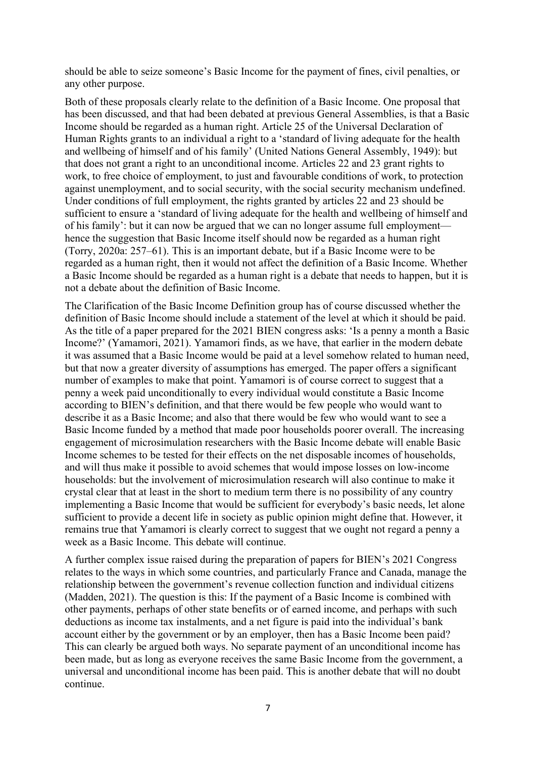should be able to seize someone's Basic Income for the payment of fines, civil penalties, or any other purpose.

Both of these proposals clearly relate to the definition of a Basic Income. One proposal that has been discussed, and that had been debated at previous General Assemblies, is that a Basic Income should be regarded as a human right. Article 25 of the Universal Declaration of Human Rights grants to an individual a right to a 'standard of living adequate for the health and wellbeing of himself and of his family' (United Nations General Assembly, 1949): but that does not grant a right to an unconditional income. Articles 22 and 23 grant rights to work, to free choice of employment, to just and favourable conditions of work, to protection against unemployment, and to social security, with the social security mechanism undefined. Under conditions of full employment, the rights granted by articles 22 and 23 should be sufficient to ensure a 'standard of living adequate for the health and wellbeing of himself and of his family': but it can now be argued that we can no longer assume full employment—hence the suggestion that Basic Income itself should now be regarded as a human right (Torry, 2020a: 257–61). This is an important debate, but if a Basic Income were to be regarded as a human right, then it would not affect the definition of a Basic Income. Whether a Basic Income should be regarded as a human right is a debate that needs to happen, but it is not a debate about the definition of Basic Income.

The Clarification of the Basic Income Definition group has of course discussed whether the definition of Basic Income should include a statement of the level at which it should be paid. As the title of a paper prepared for the 2021 BIEN congress asks: 'Is a penny a month a Basic Income?' (Yamamori, 2021). Yamamori finds, as we have, that earlier in the modern debate it was assumed that a Basic Income would be paid at a level somehow related to human need, but that now a greater diversity of assumptions has emerged. The paper offers a significant number of examples to make that point. Yamamori is of course correct to suggest that a penny a week paid unconditionally to every individual would constitute a Basic Income according to BIEN's definition, and that there would be few people who would want to describe it as a Basic Income; and also that there would be few who would want to see a Basic Income funded by a method that made poor households poorer overall. The increasing engagement of microsimulation researchers with the Basic Income debate will enable Basic Income schemes to be tested for their effects on the net disposable incomes of households, and will thus make it possible to avoid schemes that would impose losses on low-income households: but the involvement of microsimulation research will also continue to make it crystal clear that at least in the short to medium term there is no possibility of any country implementing a Basic Income that would be sufficient for everybody's basic needs, let alone sufficient to provide a decent life in society as public opinion might define that. However, it remains true that Yamamori is clearly correct to suggest that we ought not regard a penny a week as a Basic Income. This debate will continue.

A further complex issue raised during the preparation of papers for BIEN's 2021 Congress relates to the ways in which some countries, and particularly France and Canada, manage the relationship between the government's revenue collection function and individual citizens (Madden, 2021). The question is this: If the payment of a Basic Income is combined with other payments, perhaps of other state benefits or of earned income, and perhaps with such deductions as income tax instalments, and a net figure is paid into the individual's bank account either by the government or by an employer, then has a Basic Income been paid? This can clearly be argued both ways. No separate payment of an unconditional income has been made, but as long as everyone receives the same Basic Income from the government, a universal and unconditional income has been paid. This is another debate that will no doubt continue.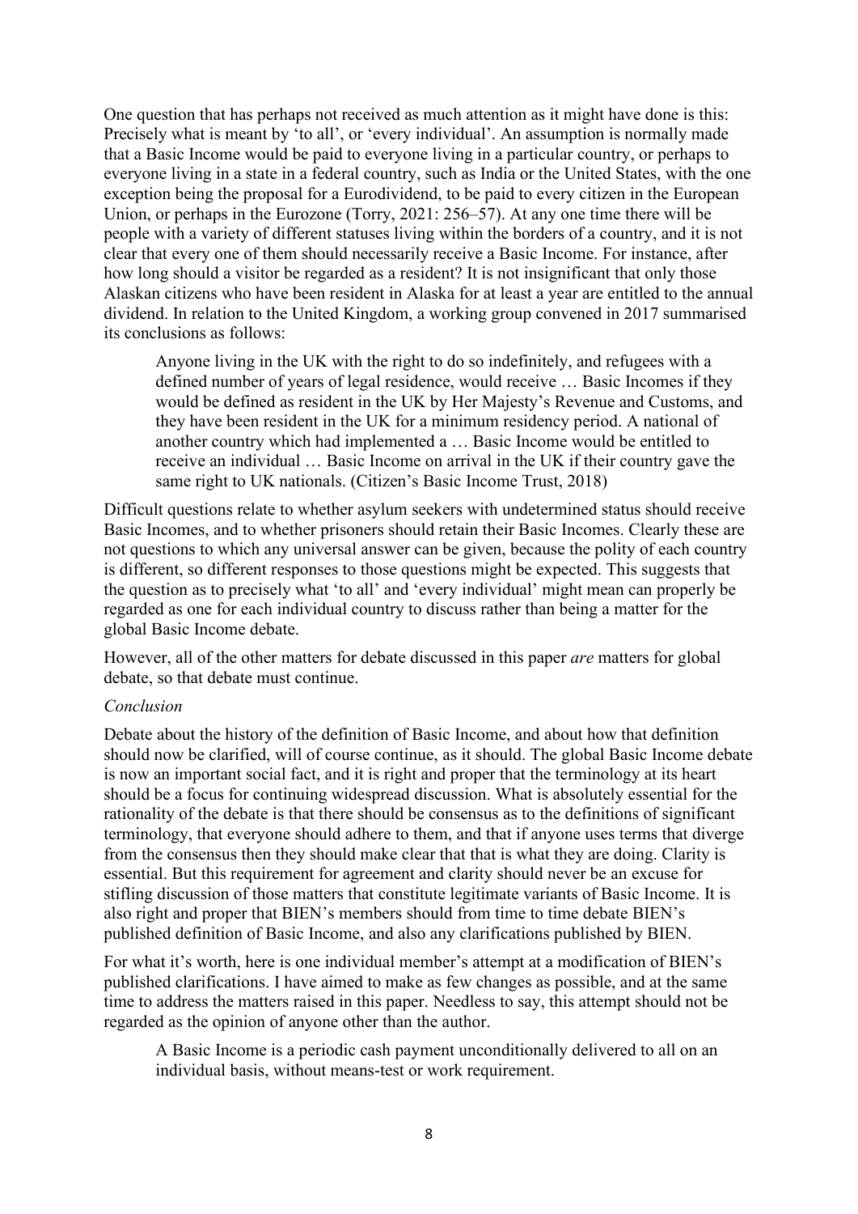One question that has perhaps not received as much attention as it might have done is this: Precisely what is meant by 'to all', or 'every individual'. An assumption is normally made that a Basic Income would be paid to everyone living in a particular country, or perhaps to everyone living in a state in a federal country, such as India or the United States, with the one exception being the proposal for a Eurodividend, to be paid to every citizen in the European Union, or perhaps in the Eurozone (Torry, 2021: 256–57). At any one time there will be people with a variety of different statuses living within the borders of a country, and it is not clear that every one of them should necessarily receive a Basic Income. For instance, after how long should a visitor be regarded as a resident? It is not insignificant that only those Alaskan citizens who have been resident in Alaska for at least a year are entitled to the annual dividend. In relation to the United Kingdom, a working group convened in 2017 summarised its conclusions as follows:

> Anyone living in the UK with the right to do so indefinitely, and refugees with a defined number of years of legal residence, would receive … Basic Incomes if they would be defined as resident in the UK by Her Majesty's Revenue and Customs, and they have been resident in the UK for a minimum residency period. A national of another country which had implemented a … Basic Income would be entitled to receive an individual … Basic Income on arrival in the UK if their country gave the same right to UK nationals. (Citizen's Basic Income Trust, 2018)

Difficult questions relate to whether asylum seekers with undetermined status should receive Basic Incomes, and to whether prisoners should retain their Basic Incomes. Clearly these are not questions to which any universal answer can be given, because the polity of each country is different, so different responses to those questions might be expected. This suggests that the question as to precisely what 'to all' and 'every individual' might mean can properly be regarded as one for each individual country to discuss rather than being a matter for the global Basic Income debate.

However, all of the other matters for debate discussed in this paper *are* matters for global debate, so that debate must continue.

*Conclusion*

Debate about the history of the definition of Basic Income, and about how that definition should now be clarified, will of course continue, as it should. The global Basic Income debate is now an important social fact, and it is right and proper that the terminology at its heart should be a focus for continuing widespread discussion. What is absolutely essential for the rationality of the debate is that there should be consensus as to the definitions of significant terminology, that everyone should adhere to them, and that if anyone uses terms that diverge from the consensus then they should make clear that that is what they are doing. Clarity is essential. But this requirement for agreement and clarity should never be an excuse for stifling discussion of those matters that constitute legitimate variants of Basic Income. It is also right and proper that BIEN's members should from time to time debate BIEN's published definition of Basic Income, and also any clarifications published by BIEN.

For what it's worth, here is one individual member's attempt at a modification of BIEN's published clarifications. I have aimed to make as few changes as possible, and at the same time to address the matters raised in this paper. Needless to say, this attempt should not be regarded as the opinion of anyone other than the author.

> A Basic Income is a periodic cash payment unconditionally delivered to all on an individual basis, without means-test or work requirement.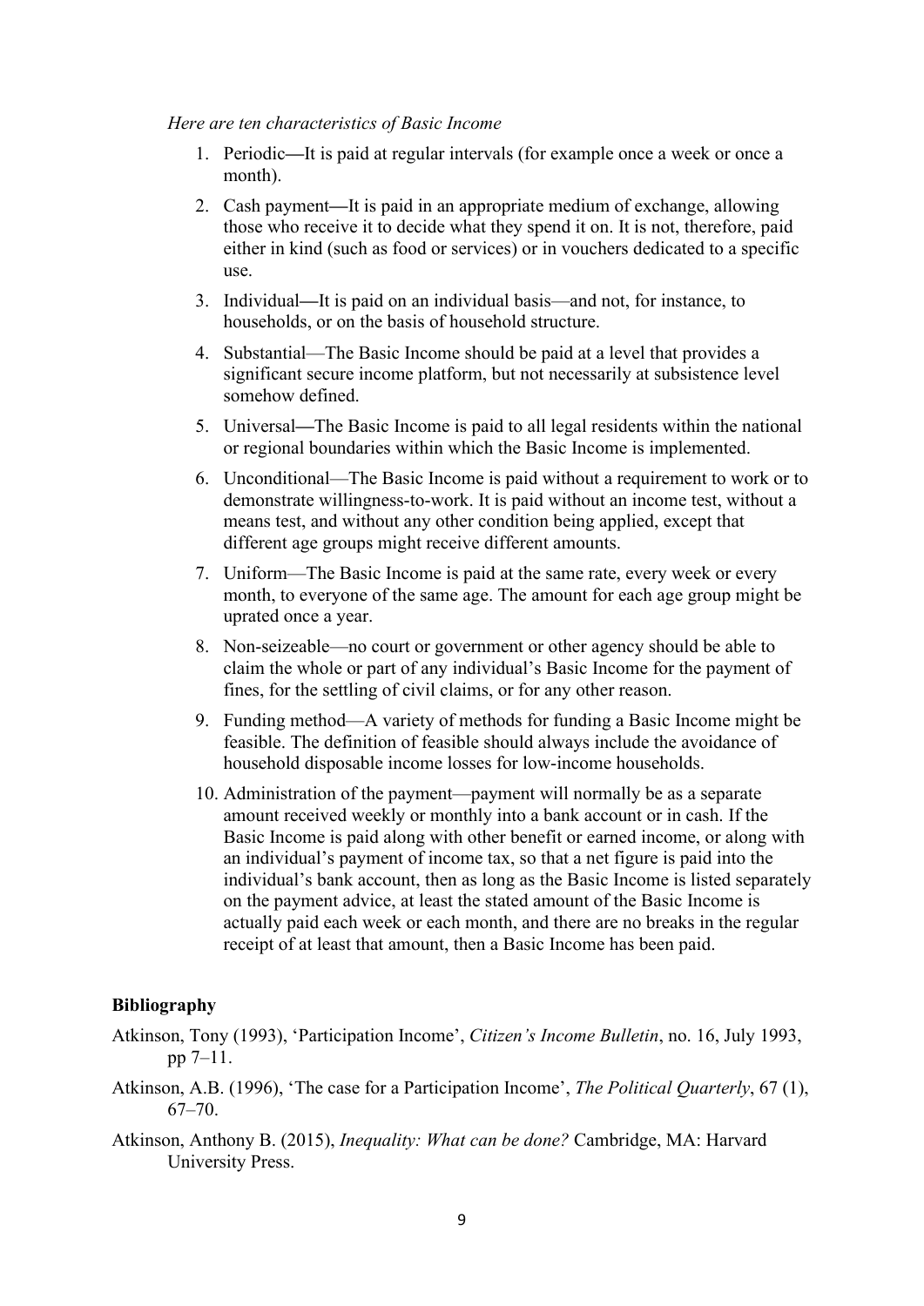*Here are ten characteristics of Basic Income*

1. Periodic—It is paid at regular intervals (for example once a week or once a month).
2. Cash payment—It is paid in an appropriate medium of exchange, allowing those who receive it to decide what they spend it on. It is not, therefore, paid either in kind (such as food or services) or in vouchers dedicated to a specific use.
3. Individual—It is paid on an individual basis—and not, for instance, to households, or on the basis of household structure.
4. Substantial—The Basic Income should be paid at a level that provides a significant secure income platform, but not necessarily at subsistence level somehow defined.
5. Universal—The Basic Income is paid to all legal residents within the national or regional boundaries within which the Basic Income is implemented.
6. Unconditional—The Basic Income is paid without a requirement to work or to demonstrate willingness-to-work. It is paid without an income test, without a means test, and without any other condition being applied, except that different age groups might receive different amounts.
7. Uniform—The Basic Income is paid at the same rate, every week or every month, to everyone of the same age. The amount for each age group might be uprated once a year.
8. Non-seizeable—no court or government or other agency should be able to claim the whole or part of any individual's Basic Income for the payment of fines, for the settling of civil claims, or for any other reason.
9. Funding method—A variety of methods for funding a Basic Income might be feasible. The definition of feasible should always include the avoidance of household disposable income losses for low-income households.
10. Administration of the payment—payment will normally be as a separate amount received weekly or monthly into a bank account or in cash. If the Basic Income is paid along with other benefit or earned income, or along with an individual's payment of income tax, so that a net figure is paid into the individual's bank account, then as long as the Basic Income is listed separately on the payment advice, at least the stated amount of the Basic Income is actually paid each week or each month, and there are no breaks in the regular receipt of at least that amount, then a Basic Income has been paid.

## Bibliography

Atkinson, Tony (1993), 'Participation Income', *Citizen's Income Bulletin*, no. 16, July 1993, pp 7–11.

Atkinson, A.B. (1996), 'The case for a Participation Income', *The Political Quarterly*, 67 (1), 67–70.

Atkinson, Anthony B. (2015), *Inequality: What can be done?* Cambridge, MA: Harvard University Press.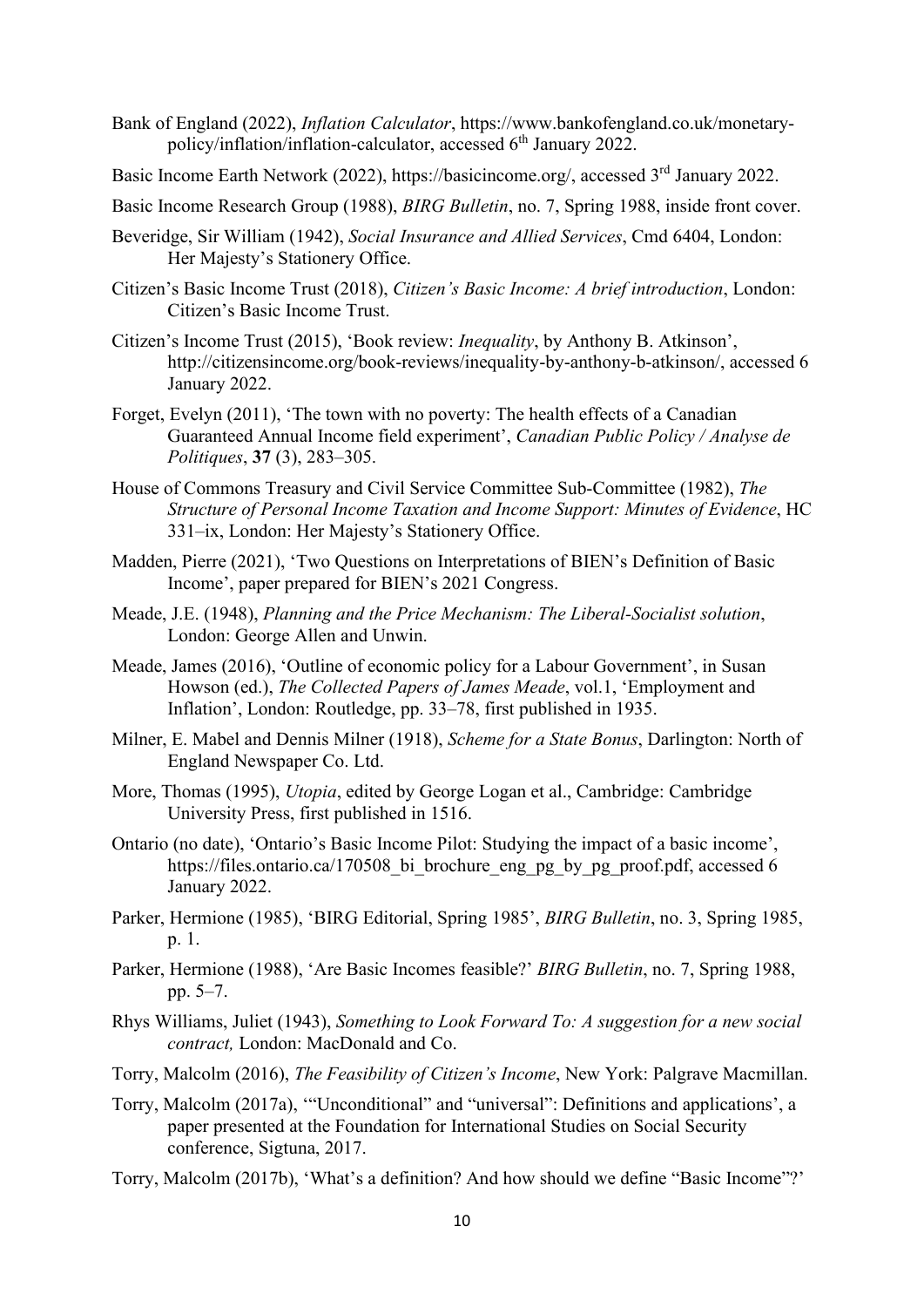Bank of England (2022), *Inflation Calculator*, https://www.bankofengland.co.uk/monetary-policy/inflation/inflation-calculator, accessed 6th January 2022.

Basic Income Earth Network (2022), https://basicincome.org/, accessed 3rd January 2022.

Basic Income Research Group (1988), *BIRG Bulletin*, no. 7, Spring 1988, inside front cover.

Beveridge, Sir William (1942), *Social Insurance and Allied Services*, Cmd 6404, London: Her Majesty's Stationery Office.

Citizen's Basic Income Trust (2018), *Citizen's Basic Income: A brief introduction*, London: Citizen's Basic Income Trust.

Citizen's Income Trust (2015), 'Book review: *Inequality*, by Anthony B. Atkinson', http://citizensincome.org/book-reviews/inequality-by-anthony-b-atkinson/, accessed 6 January 2022.

Forget, Evelyn (2011), 'The town with no poverty: The health effects of a Canadian Guaranteed Annual Income field experiment', *Canadian Public Policy / Analyse de Politiques*, **37** (3), 283–305.

House of Commons Treasury and Civil Service Committee Sub-Committee (1982), *The Structure of Personal Income Taxation and Income Support: Minutes of Evidence*, HC 331–ix, London: Her Majesty's Stationery Office.

Madden, Pierre (2021), 'Two Questions on Interpretations of BIEN's Definition of Basic Income', paper prepared for BIEN's 2021 Congress.

Meade, J.E. (1948), *Planning and the Price Mechanism: The Liberal-Socialist solution*, London: George Allen and Unwin.

Meade, James (2016), 'Outline of economic policy for a Labour Government', in Susan Howson (ed.), *The Collected Papers of James Meade*, vol.1, 'Employment and Inflation', London: Routledge, pp. 33–78, first published in 1935.

Milner, E. Mabel and Dennis Milner (1918), *Scheme for a State Bonus*, Darlington: North of England Newspaper Co. Ltd.

More, Thomas (1995), *Utopia*, edited by George Logan et al., Cambridge: Cambridge University Press, first published in 1516.

Ontario (no date), 'Ontario's Basic Income Pilot: Studying the impact of a basic income', https://files.ontario.ca/170508_bi_brochure_eng_pg_by_pg_proof.pdf, accessed 6 January 2022.

Parker, Hermione (1985), 'BIRG Editorial, Spring 1985', *BIRG Bulletin*, no. 3, Spring 1985, p. 1.

Parker, Hermione (1988), 'Are Basic Incomes feasible?' *BIRG Bulletin*, no. 7, Spring 1988, pp. 5–7.

Rhys Williams, Juliet (1943), *Something to Look Forward To: A suggestion for a new social contract,* London: MacDonald and Co.

Torry, Malcolm (2016), *The Feasibility of Citizen's Income*, New York: Palgrave Macmillan.

Torry, Malcolm (2017a), '"Unconditional" and "universal": Definitions and applications', a paper presented at the Foundation for International Studies on Social Security conference, Sigtuna, 2017.

Torry, Malcolm (2017b), 'What's a definition? And how should we define "Basic Income"?'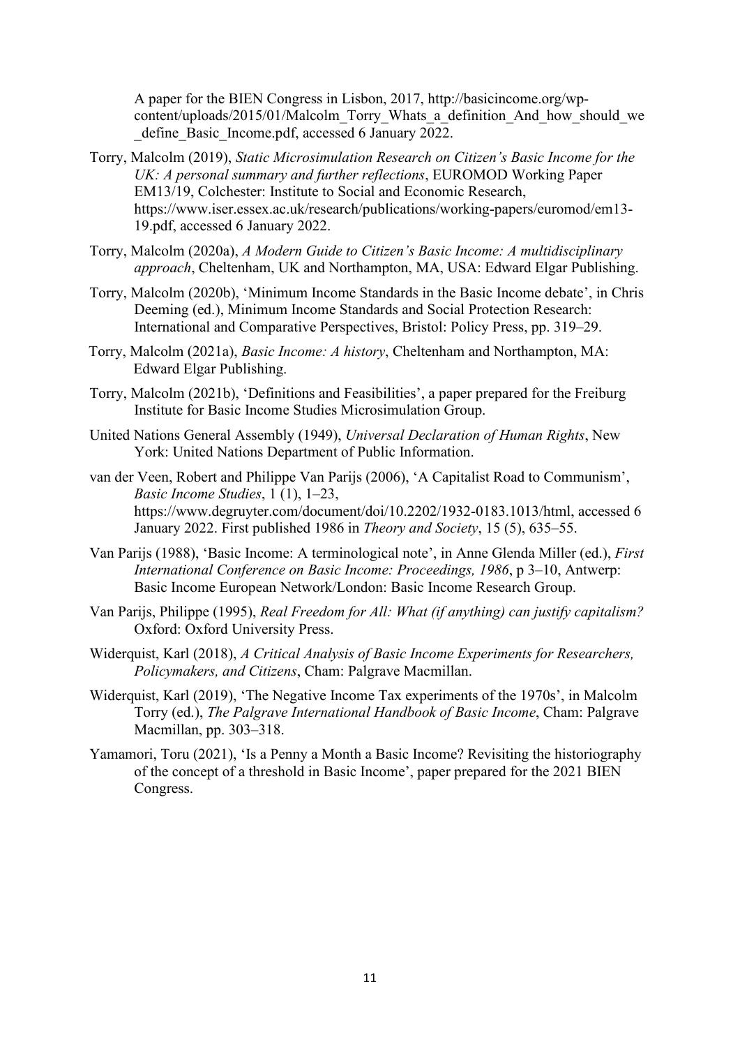A paper for the BIEN Congress in Lisbon, 2017, http://basicincome.org/wp-content/uploads/2015/01/Malcolm_Torry_Whats_a_definition_And_how_should_we_define_Basic_Income.pdf, accessed 6 January 2022.

Torry, Malcolm (2019), *Static Microsimulation Research on Citizen's Basic Income for the UK: A personal summary and further reflections*, EUROMOD Working Paper EM13/19, Colchester: Institute to Social and Economic Research, https://www.iser.essex.ac.uk/research/publications/working-papers/euromod/em13-19.pdf, accessed 6 January 2022.

Torry, Malcolm (2020a), *A Modern Guide to Citizen's Basic Income: A multidisciplinary approach*, Cheltenham, UK and Northampton, MA, USA: Edward Elgar Publishing.

Torry, Malcolm (2020b), 'Minimum Income Standards in the Basic Income debate', in Chris Deeming (ed.), Minimum Income Standards and Social Protection Research: International and Comparative Perspectives, Bristol: Policy Press, pp. 319–29.

Torry, Malcolm (2021a), *Basic Income: A history*, Cheltenham and Northampton, MA: Edward Elgar Publishing.

Torry, Malcolm (2021b), 'Definitions and Feasibilities', a paper prepared for the Freiburg Institute for Basic Income Studies Microsimulation Group.

United Nations General Assembly (1949), *Universal Declaration of Human Rights*, New York: United Nations Department of Public Information.

van der Veen, Robert and Philippe Van Parijs (2006), 'A Capitalist Road to Communism', *Basic Income Studies*, 1 (1), 1–23, https://www.degruyter.com/document/doi/10.2202/1932-0183.1013/html, accessed 6 January 2022. First published 1986 in *Theory and Society*, 15 (5), 635–55.

Van Parijs (1988), 'Basic Income: A terminological note', in Anne Glenda Miller (ed.), *First International Conference on Basic Income: Proceedings, 1986*, p 3–10, Antwerp: Basic Income European Network/London: Basic Income Research Group.

Van Parijs, Philippe (1995), *Real Freedom for All: What (if anything) can justify capitalism?* Oxford: Oxford University Press.

Widerquist, Karl (2018), *A Critical Analysis of Basic Income Experiments for Researchers, Policymakers, and Citizens*, Cham: Palgrave Macmillan.

Widerquist, Karl (2019), 'The Negative Income Tax experiments of the 1970s', in Malcolm Torry (ed.), *The Palgrave International Handbook of Basic Income*, Cham: Palgrave Macmillan, pp. 303–318.

Yamamori, Toru (2021), 'Is a Penny a Month a Basic Income? Revisiting the historiography of the concept of a threshold in Basic Income', paper prepared for the 2021 BIEN Congress.